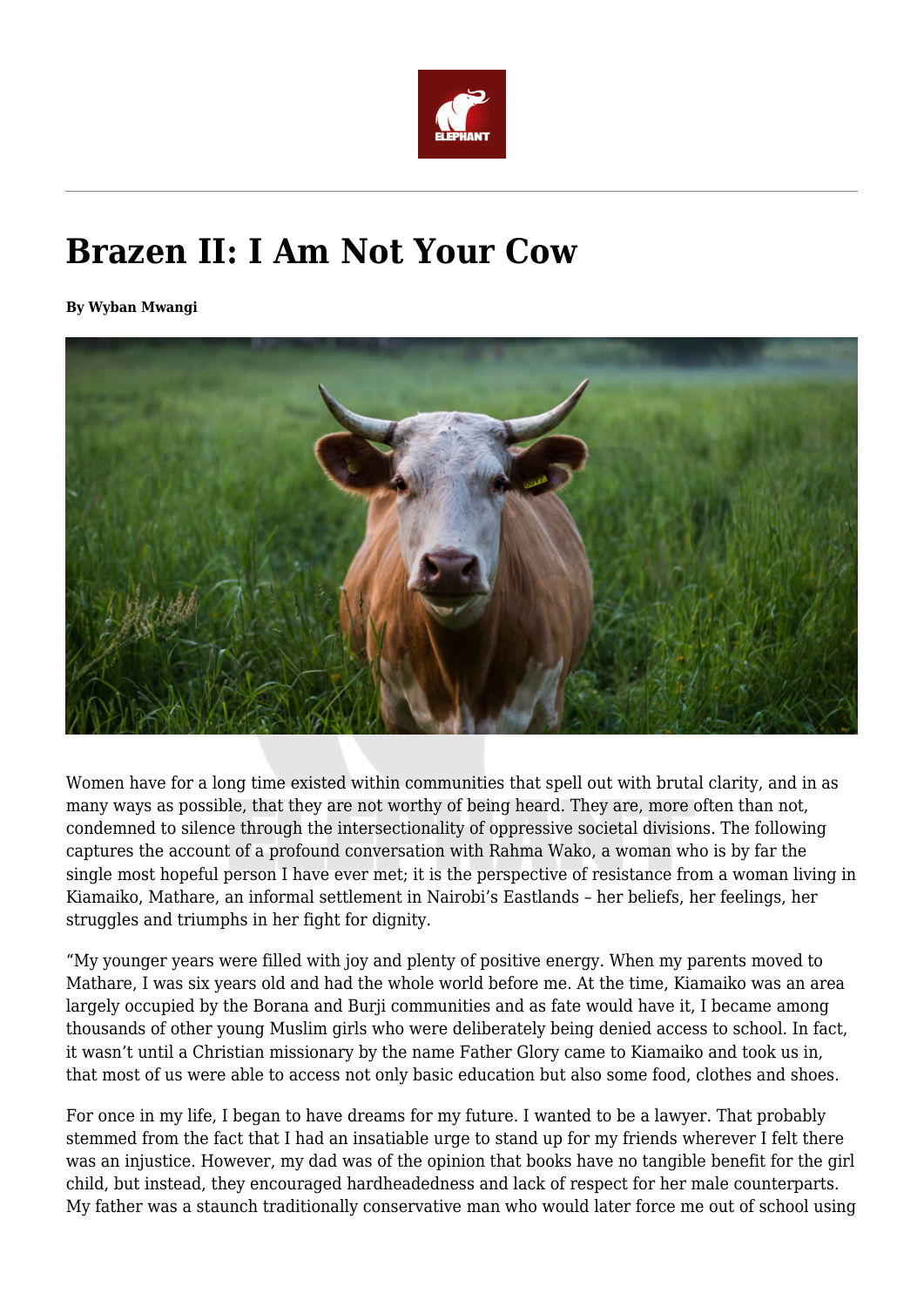# Brazen II: I Am Not Your Cow

**By Wyban Mwangi**

Women have for a long time existed within communities that spell out with brutal clarity, and in as many ways as possible, that they are not worthy of being heard. They are, more often than not, condemned to silence through the intersectionality of oppressive societal divisions. The following captures the account of a profound conversation with Rahma Wako, a woman who is by far the single most hopeful person I have ever met; it is the perspective of resistance from a woman living in Kiamaiko, Mathare, an informal settlement in Nairobi's Eastlands – her beliefs, her feelings, her struggles and triumphs in her fight for dignity.

"My younger years were filled with joy and plenty of positive energy. When my parents moved to Mathare, I was six years old and had the whole world before me. At the time, Kiamaiko was an area largely occupied by the Borana and Burji communities and as fate would have it, I became among thousands of other young Muslim girls who were deliberately being denied access to school. In fact, it wasn't until a Christian missionary by the name Father Glory came to Kiamaiko and took us in, that most of us were able to access not only basic education but also some food, clothes and shoes.

For once in my life, I began to have dreams for my future. I wanted to be a lawyer. That probably stemmed from the fact that I had an insatiable urge to stand up for my friends wherever I felt there was an injustice. However, my dad was of the opinion that books have no tangible benefit for the girl child, but instead, they encouraged hardheadedness and lack of respect for her male counterparts. My father was a staunch traditionally conservative man who would later force me out of school using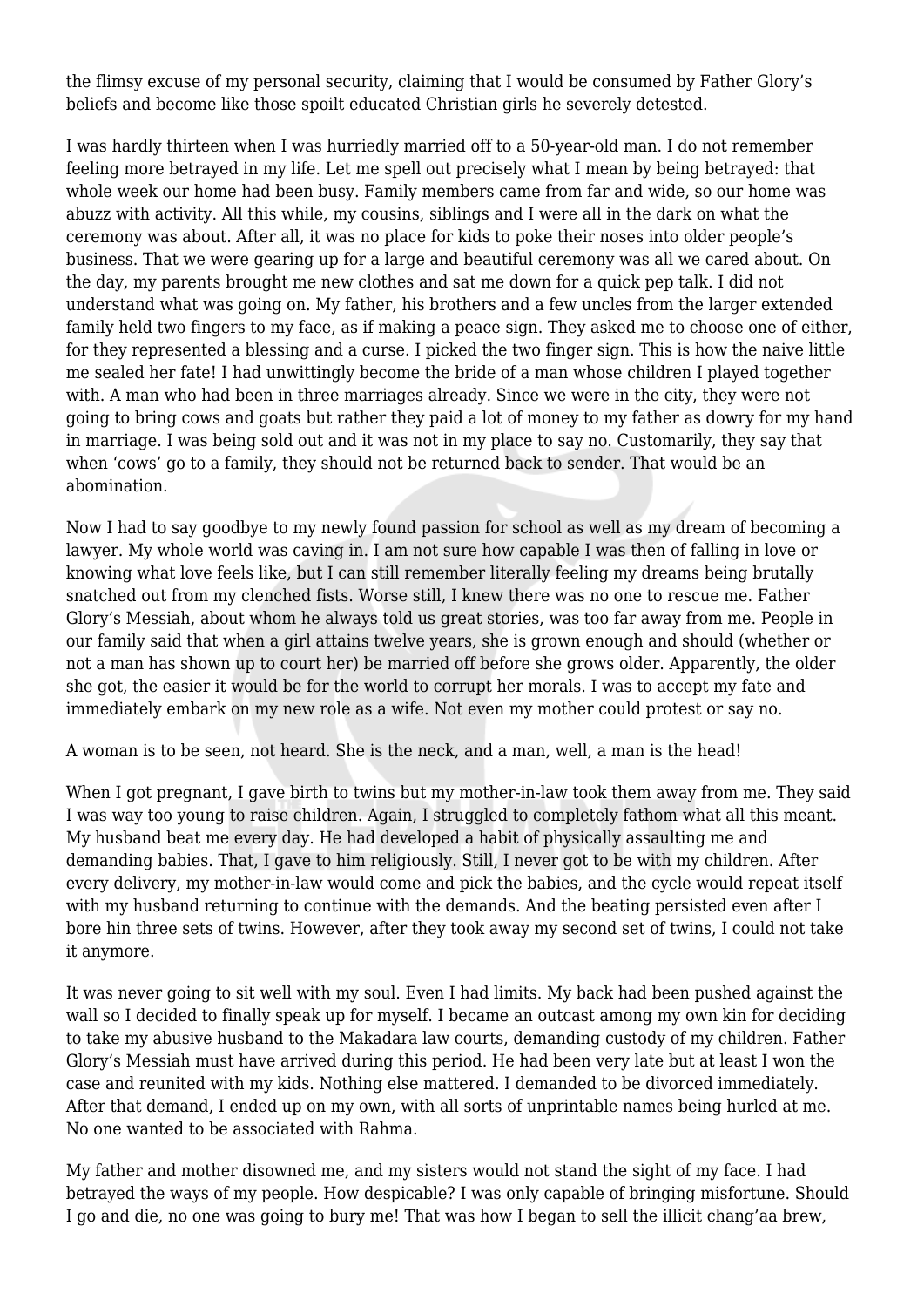the flimsy excuse of my personal security, claiming that I would be consumed by Father Glory's beliefs and become like those spoilt educated Christian girls he severely detested.

I was hardly thirteen when I was hurriedly married off to a 50-year-old man. I do not remember feeling more betrayed in my life. Let me spell out precisely what I mean by being betrayed: that whole week our home had been busy. Family members came from far and wide, so our home was abuzz with activity. All this while, my cousins, siblings and I were all in the dark on what the ceremony was about. After all, it was no place for kids to poke their noses into older people's business. That we were gearing up for a large and beautiful ceremony was all we cared about. On the day, my parents brought me new clothes and sat me down for a quick pep talk. I did not understand what was going on. My father, his brothers and a few uncles from the larger extended family held two fingers to my face, as if making a peace sign. They asked me to choose one of either, for they represented a blessing and a curse. I picked the two finger sign. This is how the naive little me sealed her fate! I had unwittingly become the bride of a man whose children I played together with. A man who had been in three marriages already. Since we were in the city, they were not going to bring cows and goats but rather they paid a lot of money to my father as dowry for my hand in marriage. I was being sold out and it was not in my place to say no. Customarily, they say that when 'cows' go to a family, they should not be returned back to sender. That would be an abomination.

Now I had to say goodbye to my newly found passion for school as well as my dream of becoming a lawyer. My whole world was caving in. I am not sure how capable I was then of falling in love or knowing what love feels like, but I can still remember literally feeling my dreams being brutally snatched out from my clenched fists. Worse still, I knew there was no one to rescue me. Father Glory's Messiah, about whom he always told us great stories, was too far away from me. People in our family said that when a girl attains twelve years, she is grown enough and should (whether or not a man has shown up to court her) be married off before she grows older. Apparently, the older she got, the easier it would be for the world to corrupt her morals. I was to accept my fate and immediately embark on my new role as a wife. Not even my mother could protest or say no.

A woman is to be seen, not heard. She is the neck, and a man, well, a man is the head!

When I got pregnant, I gave birth to twins but my mother-in-law took them away from me. They said I was way too young to raise children. Again, I struggled to completely fathom what all this meant. My husband beat me every day. He had developed a habit of physically assaulting me and demanding babies. That, I gave to him religiously. Still, I never got to be with my children. After every delivery, my mother-in-law would come and pick the babies, and the cycle would repeat itself with my husband returning to continue with the demands. And the beating persisted even after I bore hin three sets of twins. However, after they took away my second set of twins, I could not take it anymore.

It was never going to sit well with my soul. Even I had limits. My back had been pushed against the wall so I decided to finally speak up for myself. I became an outcast among my own kin for deciding to take my abusive husband to the Makadara law courts, demanding custody of my children. Father Glory's Messiah must have arrived during this period. He had been very late but at least I won the case and reunited with my kids. Nothing else mattered. I demanded to be divorced immediately. After that demand, I ended up on my own, with all sorts of unprintable names being hurled at me. No one wanted to be associated with Rahma.

My father and mother disowned me, and my sisters would not stand the sight of my face. I had betrayed the ways of my people. How despicable? I was only capable of bringing misfortune. Should I go and die, no one was going to bury me! That was how I began to sell the illicit chang'aa brew,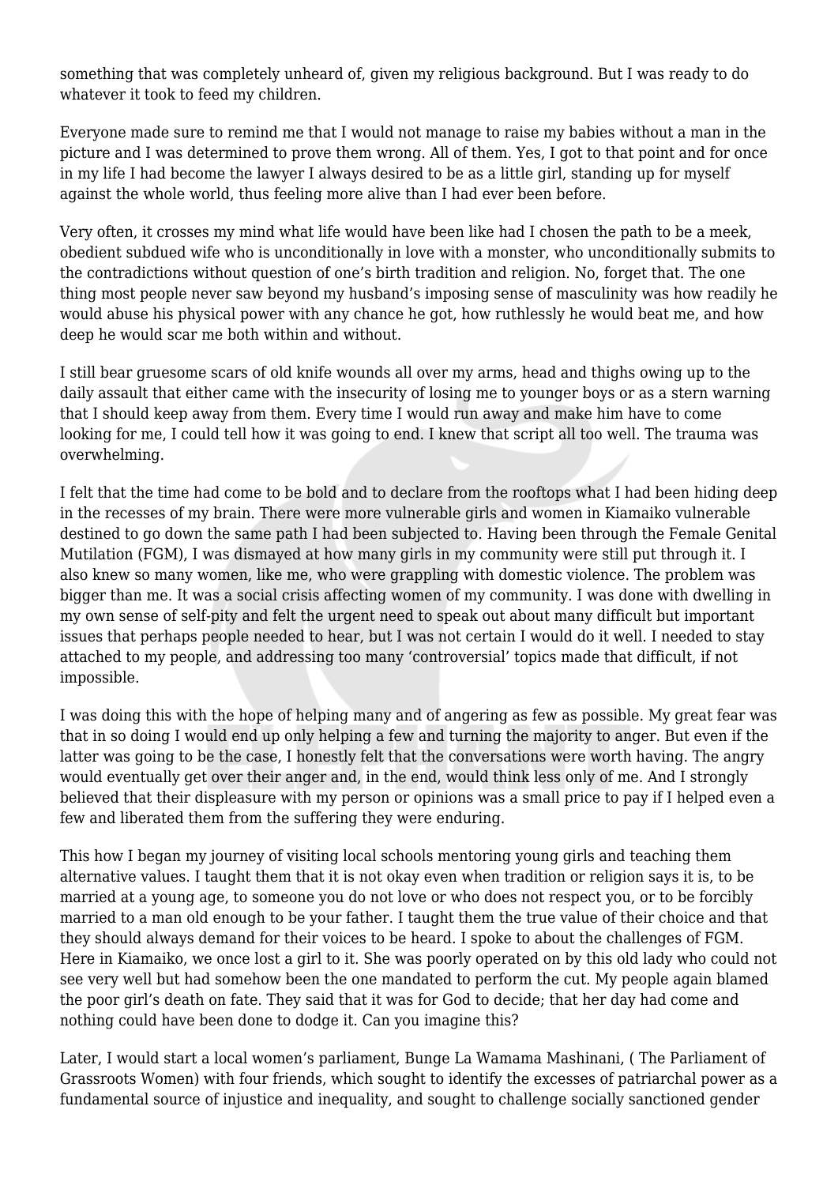something that was completely unheard of, given my religious background. But I was ready to do whatever it took to feed my children.

Everyone made sure to remind me that I would not manage to raise my babies without a man in the picture and I was determined to prove them wrong. All of them. Yes, I got to that point and for once in my life I had become the lawyer I always desired to be as a little girl, standing up for myself against the whole world, thus feeling more alive than I had ever been before.

Very often, it crosses my mind what life would have been like had I chosen the path to be a meek, obedient subdued wife who is unconditionally in love with a monster, who unconditionally submits to the contradictions without question of one's birth tradition and religion. No, forget that. The one thing most people never saw beyond my husband's imposing sense of masculinity was how readily he would abuse his physical power with any chance he got, how ruthlessly he would beat me, and how deep he would scar me both within and without.

I still bear gruesome scars of old knife wounds all over my arms, head and thighs owing up to the daily assault that either came with the insecurity of losing me to younger boys or as a stern warning that I should keep away from them. Every time I would run away and make him have to come looking for me, I could tell how it was going to end. I knew that script all too well. The trauma was overwhelming.

I felt that the time had come to be bold and to declare from the rooftops what I had been hiding deep in the recesses of my brain. There were more vulnerable girls and women in Kiamaiko vulnerable destined to go down the same path I had been subjected to. Having been through the Female Genital Mutilation (FGM), I was dismayed at how many girls in my community were still put through it. I also knew so many women, like me, who were grappling with domestic violence. The problem was bigger than me. It was a social crisis affecting women of my community. I was done with dwelling in my own sense of self-pity and felt the urgent need to speak out about many difficult but important issues that perhaps people needed to hear, but I was not certain I would do it well. I needed to stay attached to my people, and addressing too many 'controversial' topics made that difficult, if not impossible.

I was doing this with the hope of helping many and of angering as few as possible. My great fear was that in so doing I would end up only helping a few and turning the majority to anger. But even if the latter was going to be the case, I honestly felt that the conversations were worth having. The angry would eventually get over their anger and, in the end, would think less only of me. And I strongly believed that their displeasure with my person or opinions was a small price to pay if I helped even a few and liberated them from the suffering they were enduring.

This how I began my journey of visiting local schools mentoring young girls and teaching them alternative values. I taught them that it is not okay even when tradition or religion says it is, to be married at a young age, to someone you do not love or who does not respect you, or to be forcibly married to a man old enough to be your father. I taught them the true value of their choice and that they should always demand for their voices to be heard. I spoke to about the challenges of FGM. Here in Kiamaiko, we once lost a girl to it. She was poorly operated on by this old lady who could not see very well but had somehow been the one mandated to perform the cut. My people again blamed the poor girl's death on fate. They said that it was for God to decide; that her day had come and nothing could have been done to dodge it. Can you imagine this?

Later, I would start a local women's parliament, Bunge La Wamama Mashinani, ( The Parliament of Grassroots Women) with four friends, which sought to identify the excesses of patriarchal power as a fundamental source of injustice and inequality, and sought to challenge socially sanctioned gender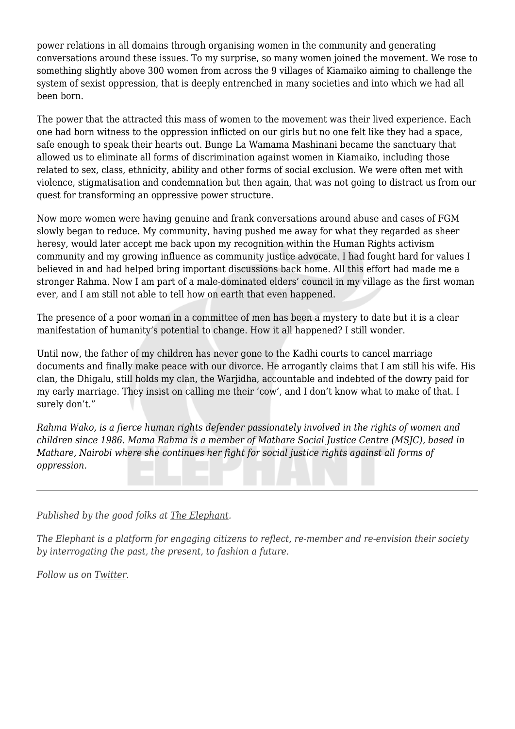power relations in all domains through organising women in the community and generating conversations around these issues. To my surprise, so many women joined the movement. We rose to something slightly above 300 women from across the 9 villages of Kiamaiko aiming to challenge the system of sexist oppression, that is deeply entrenched in many societies and into which we had all been born.

The power that the attracted this mass of women to the movement was their lived experience. Each one had born witness to the oppression inflicted on our girls but no one felt like they had a space, safe enough to speak their hearts out. Bunge La Wamama Mashinani became the sanctuary that allowed us to eliminate all forms of discrimination against women in Kiamaiko, including those related to sex, class, ethnicity, ability and other forms of social exclusion. We were often met with violence, stigmatisation and condemnation but then again, that was not going to distract us from our quest for transforming an oppressive power structure.

Now more women were having genuine and frank conversations around abuse and cases of FGM slowly began to reduce. My community, having pushed me away for what they regarded as sheer heresy, would later accept me back upon my recognition within the Human Rights activism community and my growing influence as community justice advocate. I had fought hard for values I believed in and had helped bring important discussions back home. All this effort had made me a stronger Rahma. Now I am part of a male-dominated elders' council in my village as the first woman ever, and I am still not able to tell how on earth that even happened.

The presence of a poor woman in a committee of men has been a mystery to date but it is a clear manifestation of humanity's potential to change. How it all happened? I still wonder.

Until now, the father of my children has never gone to the Kadhi courts to cancel marriage documents and finally make peace with our divorce. He arrogantly claims that I am still his wife. His clan, the Dhigalu, still holds my clan, the Warjidha, accountable and indebted of the dowry paid for my early marriage. They insist on calling me their 'cow', and I don't know what to make of that. I surely don't."

*Rahma Wako, is a fierce human rights defender passionately involved in the rights of women and children since 1986. Mama Rahma is a member of Mathare Social Justice Centre (MSJC), based in Mathare, Nairobi where she continues her fight for social justice rights against all forms of oppression.*

---

*Published by the good folks at The Elephant.*

*The Elephant is a platform for engaging citizens to reflect, re-member and re-envision their society by interrogating the past, the present, to fashion a future.*

*Follow us on Twitter.*